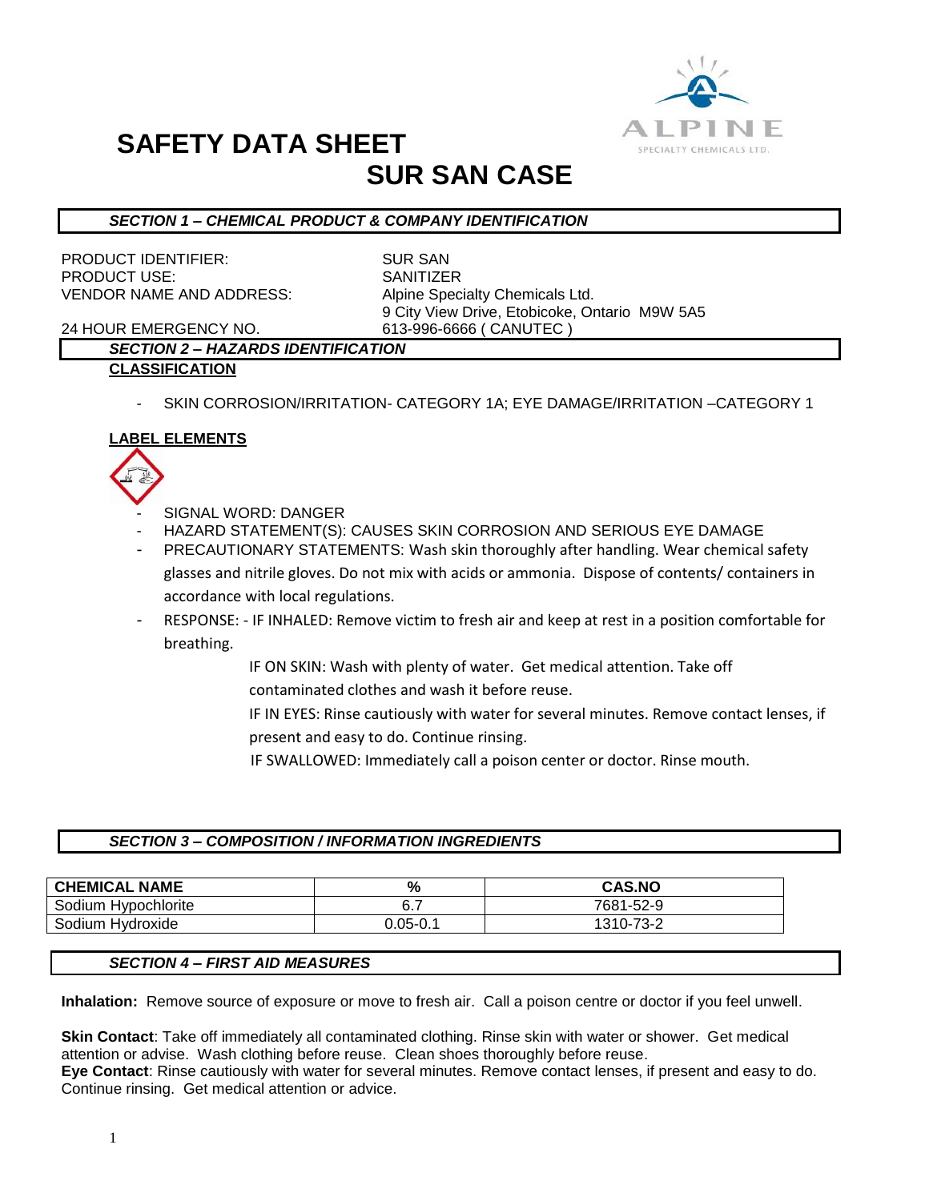# SAFETY DATA SHEET

# SUR SAN CASE

## *SECTION 1 – CHEMICAL PRODUCT & COMPANY IDENTIFICATION*

PRODUCT IDENTIFIER: SUR SAN
PRODUCT USE: SANITIZER
VENDOR NAME AND ADDRESS: Alpine Specialty Chemicals Ltd.
9 City View Drive, Etobicoke, Ontario M9W 5A5
24 HOUR EMERGENCY NO. 613-996-6666 ( CANUTEC )

## *SECTION 2 – HAZARDS IDENTIFICATION*

**CLASSIFICATION**

- SKIN CORROSION/IRRITATION- CATEGORY 1A; EYE DAMAGE/IRRITATION –CATEGORY 1

**LABEL ELEMENTS**

- SIGNAL WORD: DANGER
- HAZARD STATEMENT(S): CAUSES SKIN CORROSION AND SERIOUS EYE DAMAGE
- PRECAUTIONARY STATEMENTS: Wash skin thoroughly after handling. Wear chemical safety glasses and nitrile gloves. Do not mix with acids or ammonia. Dispose of contents/ containers in accordance with local regulations.
- RESPONSE: - IF INHALED: Remove victim to fresh air and keep at rest in a position comfortable for breathing.

  IF ON SKIN: Wash with plenty of water. Get medical attention. Take off contaminated clothes and wash it before reuse.

  IF IN EYES: Rinse cautiously with water for several minutes. Remove contact lenses, if present and easy to do. Continue rinsing.

  IF SWALLOWED: Immediately call a poison center or doctor. Rinse mouth.

## *SECTION 3 – COMPOSITION / INFORMATION INGREDIENTS*

| CHEMICAL NAME | % | CAS.NO |
|---|---|---|
| Sodium Hypochlorite | 6.7 | 7681-52-9 |
| Sodium Hydroxide | 0.05-0.1 | 1310-73-2 |

## *SECTION 4 – FIRST AID MEASURES*

**Inhalation:** Remove source of exposure or move to fresh air. Call a poison centre or doctor if you feel unwell.

**Skin Contact**: Take off immediately all contaminated clothing. Rinse skin with water or shower. Get medical attention or advise. Wash clothing before reuse. Clean shoes thoroughly before reuse.

**Eye Contact**: Rinse cautiously with water for several minutes. Remove contact lenses, if present and easy to do. Continue rinsing. Get medical attention or advice.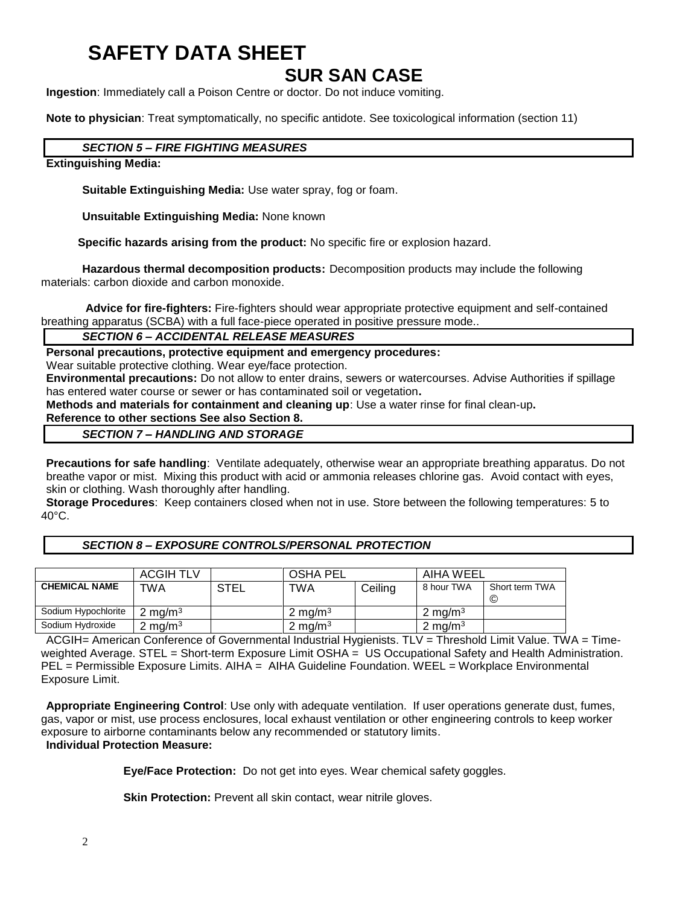**Ingestion**: Immediately call a Poison Centre or doctor. Do not induce vomiting.

**Note to physician**: Treat symptomatically, no specific antidote. See toxicological information (section 11)

## *SECTION 5 – FIRE FIGHTING MEASURES*

**Extinguishing Media:**

**Suitable Extinguishing Media:** Use water spray, fog or foam.

**Unsuitable Extinguishing Media:** None known

**Specific hazards arising from the product:** No specific fire or explosion hazard.

**Hazardous thermal decomposition products:** Decomposition products may include the following materials: carbon dioxide and carbon monoxide.

**Advice for fire-fighters:** Fire-fighters should wear appropriate protective equipment and self-contained breathing apparatus (SCBA) with a full face-piece operated in positive pressure mode..

## *SECTION 6 – ACCIDENTAL RELEASE MEASURES*

**Personal precautions, protective equipment and emergency procedures:**
Wear suitable protective clothing. Wear eye/face protection.
**Environmental precautions:** Do not allow to enter drains, sewers or watercourses. Advise Authorities if spillage has entered water course or sewer or has contaminated soil or vegetation**.**
**Methods and materials for containment and cleaning up**: Use a water rinse for final clean-up**.**
**Reference to other sections See also Section 8.**

## *SECTION 7 – HANDLING AND STORAGE*

**Precautions for safe handling**: Ventilate adequately, otherwise wear an appropriate breathing apparatus. Do not breathe vapor or mist. Mixing this product with acid or ammonia releases chlorine gas. Avoid contact with eyes, skin or clothing. Wash thoroughly after handling.
**Storage Procedures**: Keep containers closed when not in use. Store between the following temperatures: 5 to 40°C.

## *SECTION 8 – EXPOSURE CONTROLS/PERSONAL PROTECTION*

| | ACGIH TLV | | OSHA PEL | | AIHA WEEL | |
|---|---|---|---|---|---|---|
| **CHEMICAL NAME** | TWA | STEL | TWA | Ceiling | 8 hour TWA | Short term TWA © |
| Sodium Hypochlorite | 2 mg/m$^3$ | | 2 mg/m$^3$ | | 2 mg/m$^3$ | |
| Sodium Hydroxide | 2 mg/m$^3$ | | 2 mg/m$^3$ | | 2 mg/m$^3$ | |

ACGIH= American Conference of Governmental Industrial Hygienists. TLV = Threshold Limit Value. TWA = Time-weighted Average. STEL = Short-term Exposure Limit OSHA = US Occupational Safety and Health Administration. PEL = Permissible Exposure Limits. AIHA = AIHA Guideline Foundation. WEEL = Workplace Environmental Exposure Limit.

**Appropriate Engineering Control**: Use only with adequate ventilation. If user operations generate dust, fumes, gas, vapor or mist, use process enclosures, local exhaust ventilation or other engineering controls to keep worker exposure to airborne contaminants below any recommended or statutory limits.
**Individual Protection Measure:**

**Eye/Face Protection:** Do not get into eyes. Wear chemical safety goggles.

**Skin Protection:** Prevent all skin contact, wear nitrile gloves.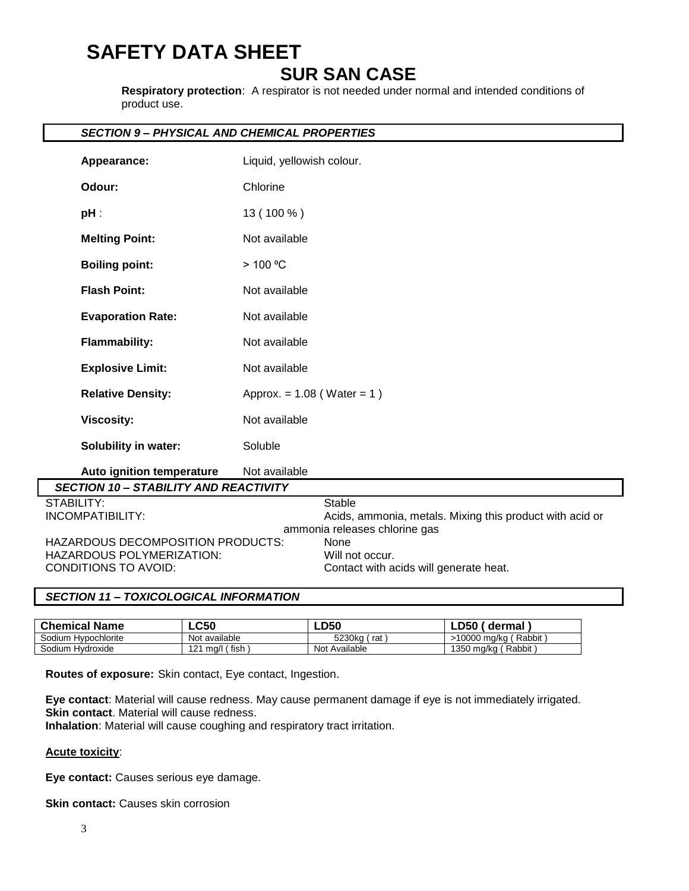# SAFETY DATA SHEET

## SUR SAN CASE

**Respiratory protection**: A respirator is not needed under normal and intended conditions of product use.

### *SECTION 9 – PHYSICAL AND CHEMICAL PROPERTIES*

**Appearance:** Liquid, yellowish colour.

**Odour:** Chlorine

**pH** : 13 ( 100 % )

**Melting Point:** Not available

**Boiling point:** > 100 ºC

**Flash Point:** Not available

**Evaporation Rate:** Not available

**Flammability:** Not available

**Explosive Limit:** Not available

**Relative Density:** Approx. = 1.08 ( Water = 1 )

**Viscosity:** Not available

**Solubility in water:** Soluble

**Auto ignition temperature** Not available

### *SECTION 10 – STABILITY AND REACTIVITY*

STABILITY: Stable

INCOMPATIBILITY: Acids, ammonia, metals. Mixing this product with acid or ammonia releases chlorine gas

HAZARDOUS DECOMPOSITION PRODUCTS: None

HAZARDOUS POLYMERIZATION: Will not occur.

CONDITIONS TO AVOID: Contact with acids will generate heat.

### *SECTION 11 – TOXICOLOGICAL INFORMATION*

| Chemical Name | LC50 | LD50 | LD50 ( dermal ) |
|---|---|---|---|
| Sodium Hypochlorite | Not available | 5230kg ( rat ) | >10000 mg/kg ( Rabbit ) |
| Sodium Hydroxide | 121 mg/l ( fish ) | Not Available | 1350 mg/kg ( Rabbit ) |

**Routes of exposure:** Skin contact, Eye contact, Ingestion.

**Eye contact**: Material will cause redness. May cause permanent damage if eye is not immediately irrigated.
**Skin contact**. Material will cause redness.
**Inhalation**: Material will cause coughing and respiratory tract irritation.

**Acute toxicity**:

**Eye contact:** Causes serious eye damage.

**Skin contact:** Causes skin corrosion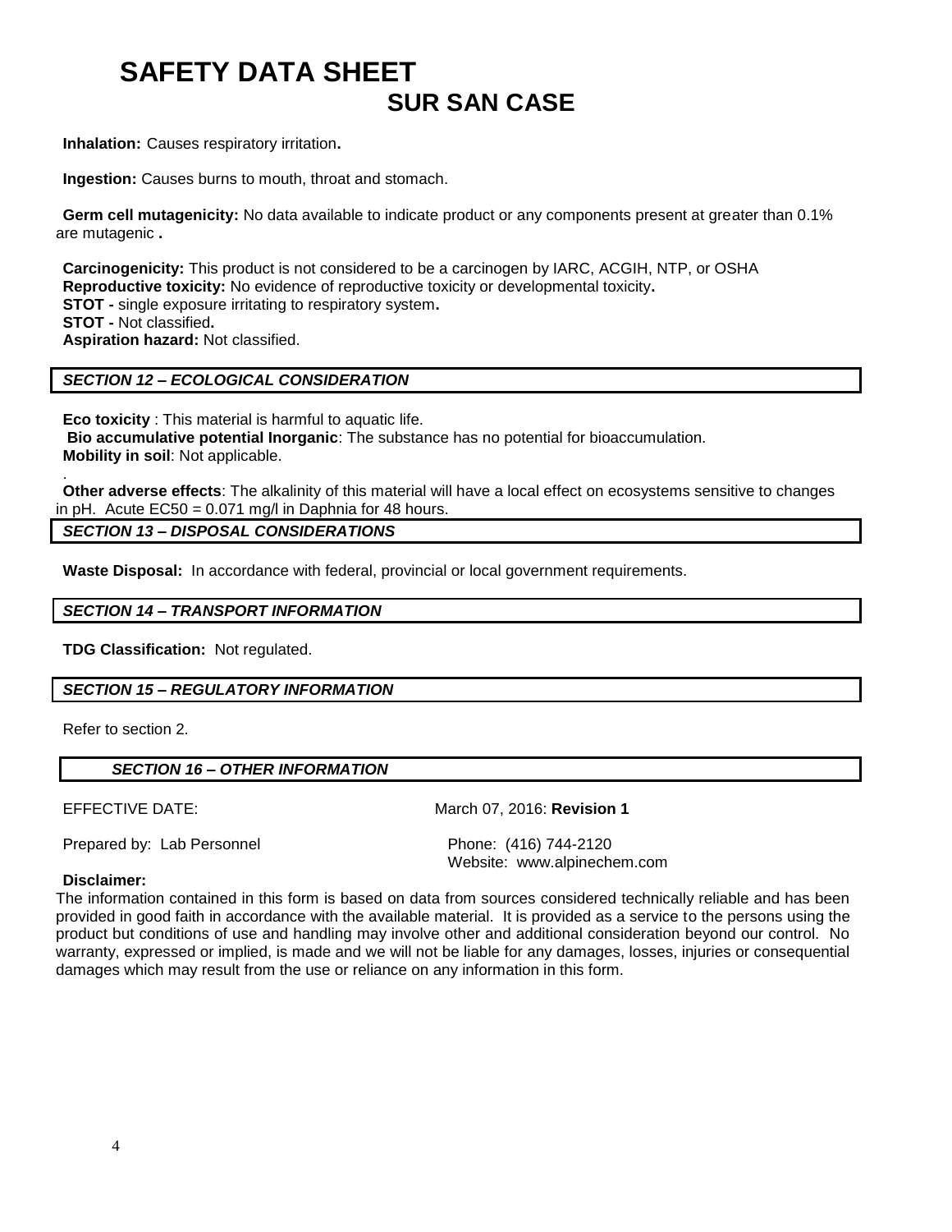# SAFETY DATA SHEET
## SUR SAN CASE

**Inhalation:** Causes respiratory irritation**.**

**Ingestion:** Causes burns to mouth, throat and stomach.

**Germ cell mutagenicity:** No data available to indicate product or any components present at greater than 0.1% are mutagenic **.**

**Carcinogenicity:** This product is not considered to be a carcinogen by IARC, ACGIH, NTP, or OSHA
**Reproductive toxicity:** No evidence of reproductive toxicity or developmental toxicity**.**
**STOT -** single exposure irritating to respiratory system**.**
**STOT -** Not classified**.**
**Aspiration hazard:** Not classified.

### *SECTION 12 – ECOLOGICAL CONSIDERATION*

**Eco toxicity** : This material is harmful to aquatic life.
**Bio accumulative potential Inorganic**: The substance has no potential for bioaccumulation.
**Mobility in soil**: Not applicable.

.
**Other adverse effects**: The alkalinity of this material will have a local effect on ecosystems sensitive to changes in pH. Acute EC50 = 0.071 mg/l in Daphnia for 48 hours.

### *SECTION 13 – DISPOSAL CONSIDERATIONS*

**Waste Disposal:** In accordance with federal, provincial or local government requirements.

### *SECTION 14 – TRANSPORT INFORMATION*

**TDG Classification:** Not regulated.

### *SECTION 15 – REGULATORY INFORMATION*

Refer to section 2.

### *SECTION 16 – OTHER INFORMATION*

EFFECTIVE DATE: March 07, 2016: **Revision 1**

Prepared by: Lab Personnel

Phone: (416) 744-2120
Website: www.alpinechem.com

**Disclaimer:**
The information contained in this form is based on data from sources considered technically reliable and has been provided in good faith in accordance with the available material. It is provided as a service to the persons using the product but conditions of use and handling may involve other and additional consideration beyond our control. No warranty, expressed or implied, is made and we will not be liable for any damages, losses, injuries or consequential damages which may result from the use or reliance on any information in this form.